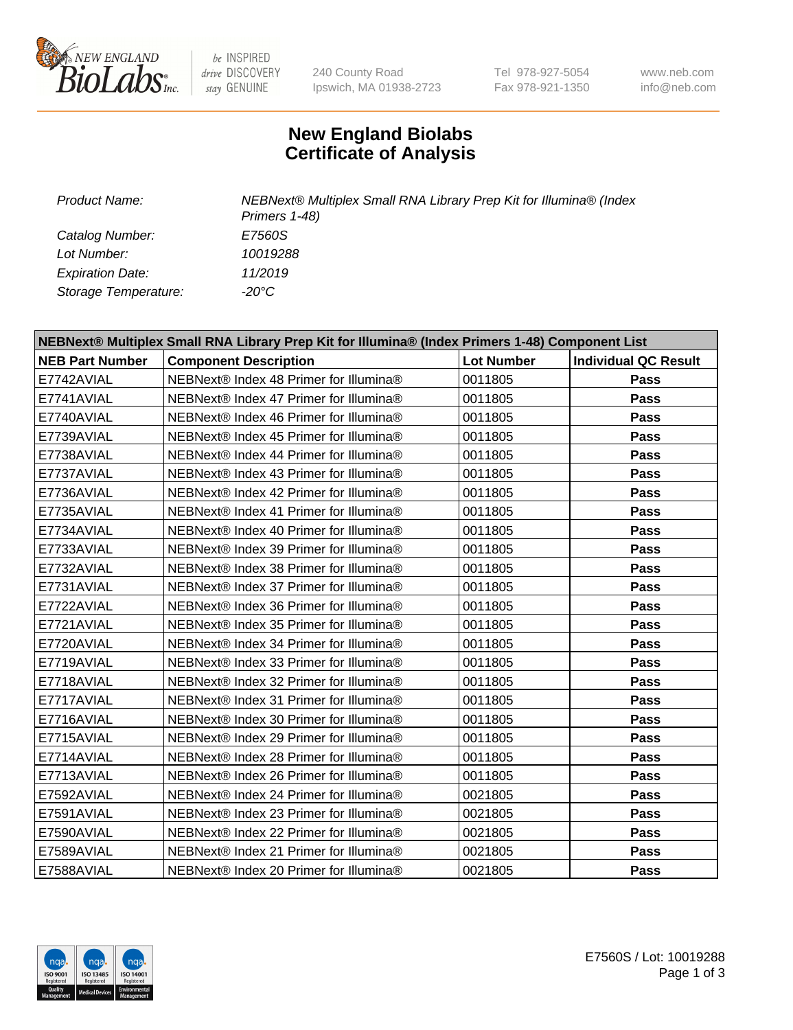# New England Biolabs Certificate of Analysis

| | |
|---|---|
| *Product Name:* | *NEBNext® Multiplex Small RNA Library Prep Kit for Illumina® (Index Primers 1-48)* |
| *Catalog Number:* | *E7560S* |
| *Lot Number:* | *10019288* |
| *Expiration Date:* | *11/2019* |
| *Storage Temperature:* | *-20°C* |

| NEBNext® Multiplex Small RNA Library Prep Kit for Illumina® (Index Primers 1-48) Component List | | | |
|---|---|---|---|
| **NEB Part Number** | **Component Description** | **Lot Number** | **Individual QC Result** |
| E7742AVIAL | NEBNext® Index 48 Primer for Illumina® | 0011805 | **Pass** |
| E7741AVIAL | NEBNext® Index 47 Primer for Illumina® | 0011805 | **Pass** |
| E7740AVIAL | NEBNext® Index 46 Primer for Illumina® | 0011805 | **Pass** |
| E7739AVIAL | NEBNext® Index 45 Primer for Illumina® | 0011805 | **Pass** |
| E7738AVIAL | NEBNext® Index 44 Primer for Illumina® | 0011805 | **Pass** |
| E7737AVIAL | NEBNext® Index 43 Primer for Illumina® | 0011805 | **Pass** |
| E7736AVIAL | NEBNext® Index 42 Primer for Illumina® | 0011805 | **Pass** |
| E7735AVIAL | NEBNext® Index 41 Primer for Illumina® | 0011805 | **Pass** |
| E7734AVIAL | NEBNext® Index 40 Primer for Illumina® | 0011805 | **Pass** |
| E7733AVIAL | NEBNext® Index 39 Primer for Illumina® | 0011805 | **Pass** |
| E7732AVIAL | NEBNext® Index 38 Primer for Illumina® | 0011805 | **Pass** |
| E7731AVIAL | NEBNext® Index 37 Primer for Illumina® | 0011805 | **Pass** |
| E7722AVIAL | NEBNext® Index 36 Primer for Illumina® | 0011805 | **Pass** |
| E7721AVIAL | NEBNext® Index 35 Primer for Illumina® | 0011805 | **Pass** |
| E7720AVIAL | NEBNext® Index 34 Primer for Illumina® | 0011805 | **Pass** |
| E7719AVIAL | NEBNext® Index 33 Primer for Illumina® | 0011805 | **Pass** |
| E7718AVIAL | NEBNext® Index 32 Primer for Illumina® | 0011805 | **Pass** |
| E7717AVIAL | NEBNext® Index 31 Primer for Illumina® | 0011805 | **Pass** |
| E7716AVIAL | NEBNext® Index 30 Primer for Illumina® | 0011805 | **Pass** |
| E7715AVIAL | NEBNext® Index 29 Primer for Illumina® | 0011805 | **Pass** |
| E7714AVIAL | NEBNext® Index 28 Primer for Illumina® | 0011805 | **Pass** |
| E7713AVIAL | NEBNext® Index 26 Primer for Illumina® | 0011805 | **Pass** |
| E7592AVIAL | NEBNext® Index 24 Primer for Illumina® | 0021805 | **Pass** |
| E7591AVIAL | NEBNext® Index 23 Primer for Illumina® | 0021805 | **Pass** |
| E7590AVIAL | NEBNext® Index 22 Primer for Illumina® | 0021805 | **Pass** |
| E7589AVIAL | NEBNext® Index 21 Primer for Illumina® | 0021805 | **Pass** |
| E7588AVIAL | NEBNext® Index 20 Primer for Illumina® | 0021805 | **Pass** |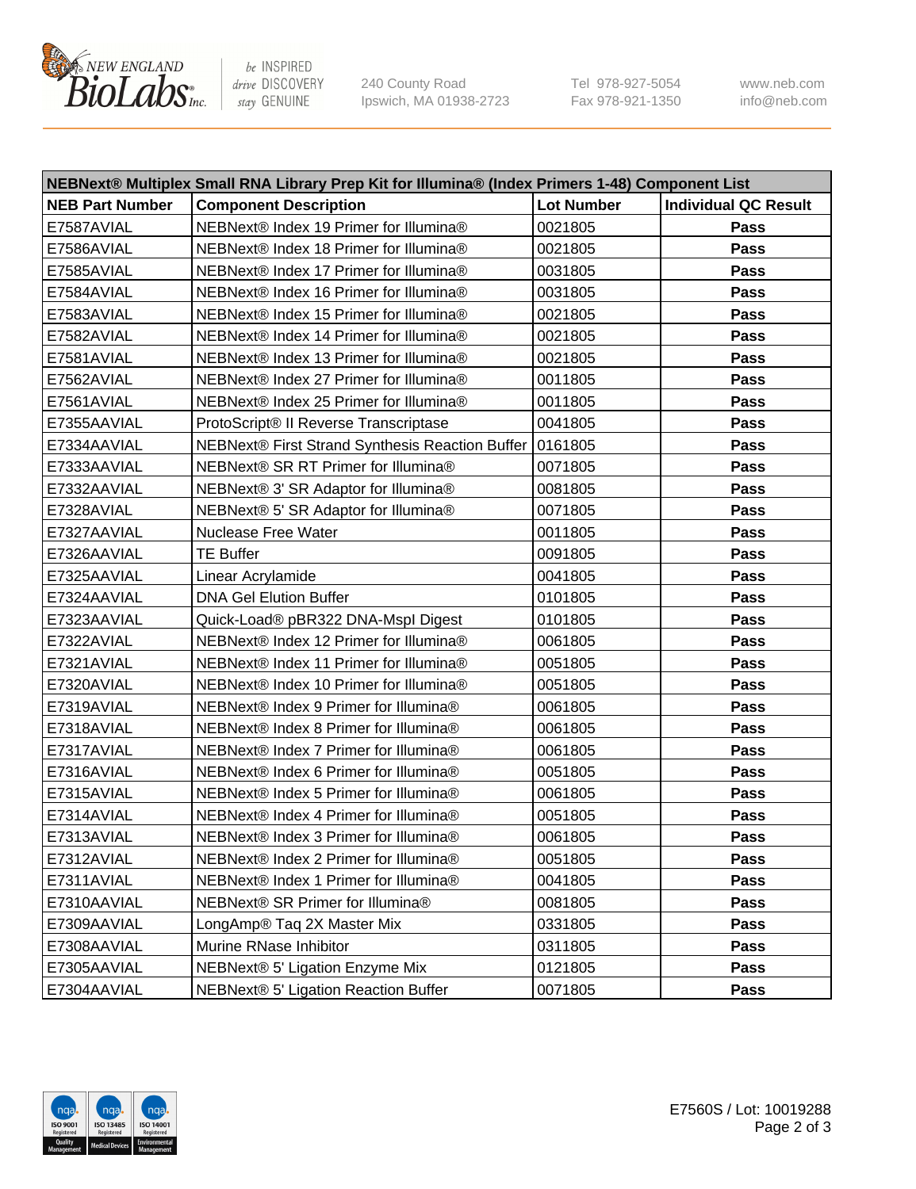| NEBNext® Multiplex Small RNA Library Prep Kit for Illumina® (Index Primers 1-48) Component List | | | |
|---|---|---|---|
| **NEB Part Number** | **Component Description** | **Lot Number** | **Individual QC Result** |
| E7587AVIAL | NEBNext® Index 19 Primer for Illumina® | 0021805 | **Pass** |
| E7586AVIAL | NEBNext® Index 18 Primer for Illumina® | 0021805 | **Pass** |
| E7585AVIAL | NEBNext® Index 17 Primer for Illumina® | 0031805 | **Pass** |
| E7584AVIAL | NEBNext® Index 16 Primer for Illumina® | 0031805 | **Pass** |
| E7583AVIAL | NEBNext® Index 15 Primer for Illumina® | 0021805 | **Pass** |
| E7582AVIAL | NEBNext® Index 14 Primer for Illumina® | 0021805 | **Pass** |
| E7581AVIAL | NEBNext® Index 13 Primer for Illumina® | 0021805 | **Pass** |
| E7562AVIAL | NEBNext® Index 27 Primer for Illumina® | 0011805 | **Pass** |
| E7561AVIAL | NEBNext® Index 25 Primer for Illumina® | 0011805 | **Pass** |
| E7355AAVIAL | ProtoScript® II Reverse Transcriptase | 0041805 | **Pass** |
| E7334AAVIAL | NEBNext® First Strand Synthesis Reaction Buffer | 0161805 | **Pass** |
| E7333AAVIAL | NEBNext® SR RT Primer for Illumina® | 0071805 | **Pass** |
| E7332AAVIAL | NEBNext® 3' SR Adaptor for Illumina® | 0081805 | **Pass** |
| E7328AVIAL | NEBNext® 5' SR Adaptor for Illumina® | 0071805 | **Pass** |
| E7327AAVIAL | Nuclease Free Water | 0011805 | **Pass** |
| E7326AAVIAL | TE Buffer | 0091805 | **Pass** |
| E7325AAVIAL | Linear Acrylamide | 0041805 | **Pass** |
| E7324AAVIAL | DNA Gel Elution Buffer | 0101805 | **Pass** |
| E7323AAVIAL | Quick-Load® pBR322 DNA-MspI Digest | 0101805 | **Pass** |
| E7322AVIAL | NEBNext® Index 12 Primer for Illumina® | 0061805 | **Pass** |
| E7321AVIAL | NEBNext® Index 11 Primer for Illumina® | 0051805 | **Pass** |
| E7320AVIAL | NEBNext® Index 10 Primer for Illumina® | 0051805 | **Pass** |
| E7319AVIAL | NEBNext® Index 9 Primer for Illumina® | 0061805 | **Pass** |
| E7318AVIAL | NEBNext® Index 8 Primer for Illumina® | 0061805 | **Pass** |
| E7317AVIAL | NEBNext® Index 7 Primer for Illumina® | 0061805 | **Pass** |
| E7316AVIAL | NEBNext® Index 6 Primer for Illumina® | 0051805 | **Pass** |
| E7315AVIAL | NEBNext® Index 5 Primer for Illumina® | 0061805 | **Pass** |
| E7314AVIAL | NEBNext® Index 4 Primer for Illumina® | 0051805 | **Pass** |
| E7313AVIAL | NEBNext® Index 3 Primer for Illumina® | 0061805 | **Pass** |
| E7312AVIAL | NEBNext® Index 2 Primer for Illumina® | 0051805 | **Pass** |
| E7311AVIAL | NEBNext® Index 1 Primer for Illumina® | 0041805 | **Pass** |
| E7310AAVIAL | NEBNext® SR Primer for Illumina® | 0081805 | **Pass** |
| E7309AAVIAL | LongAmp® Taq 2X Master Mix | 0331805 | **Pass** |
| E7308AAVIAL | Murine RNase Inhibitor | 0311805 | **Pass** |
| E7305AAVIAL | NEBNext® 5' Ligation Enzyme Mix | 0121805 | **Pass** |
| E7304AAVIAL | NEBNext® 5' Ligation Reaction Buffer | 0071805 | **Pass** |

E7560S / Lot: 10019288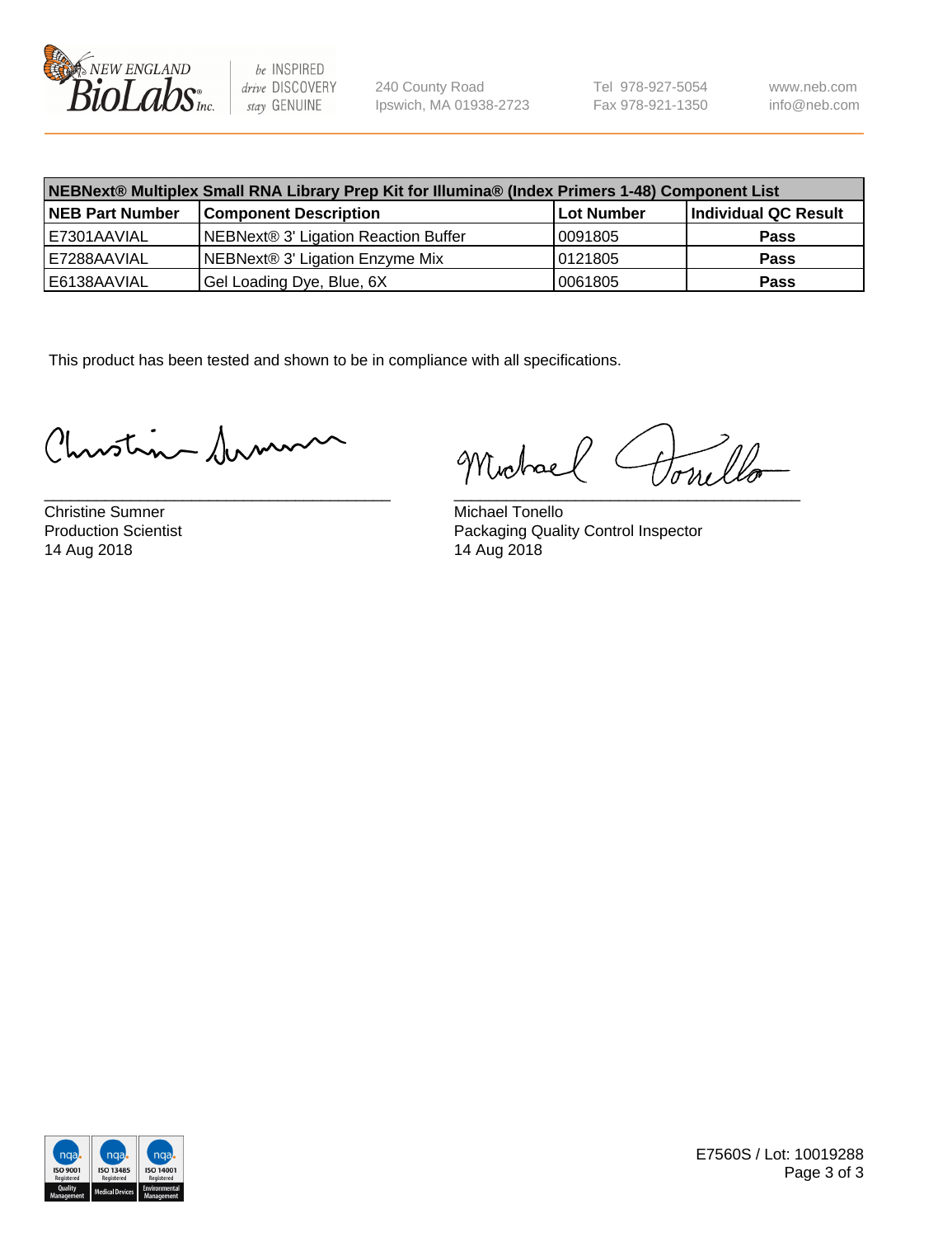New England BioLabs Inc. — be INSPIRED drive DISCOVERY stay GENUINE

240 County Road
Ipswich, MA 01938-2723

Tel 978-927-5054
Fax 978-921-1350

www.neb.com
info@neb.com

| NEBNext® Multiplex Small RNA Library Prep Kit for Illumina® (Index Primers 1-48) Component List | | | |
|---|---|---|---|
| **NEB Part Number** | **Component Description** | **Lot Number** | **Individual QC Result** |
| E7301AAVIAL | NEBNext® 3' Ligation Reaction Buffer | 0091805 | **Pass** |
| E7288AAVIAL | NEBNext® 3' Ligation Enzyme Mix | 0121805 | **Pass** |
| E6138AAVIAL | Gel Loading Dye, Blue, 6X | 0061805 | **Pass** |

This product has been tested and shown to be in compliance with all specifications.

Christine Sumner
Production Scientist
14 Aug 2018

Michael Tonello
Packaging Quality Control Inspector
14 Aug 2018

E7560S / Lot: 10019288